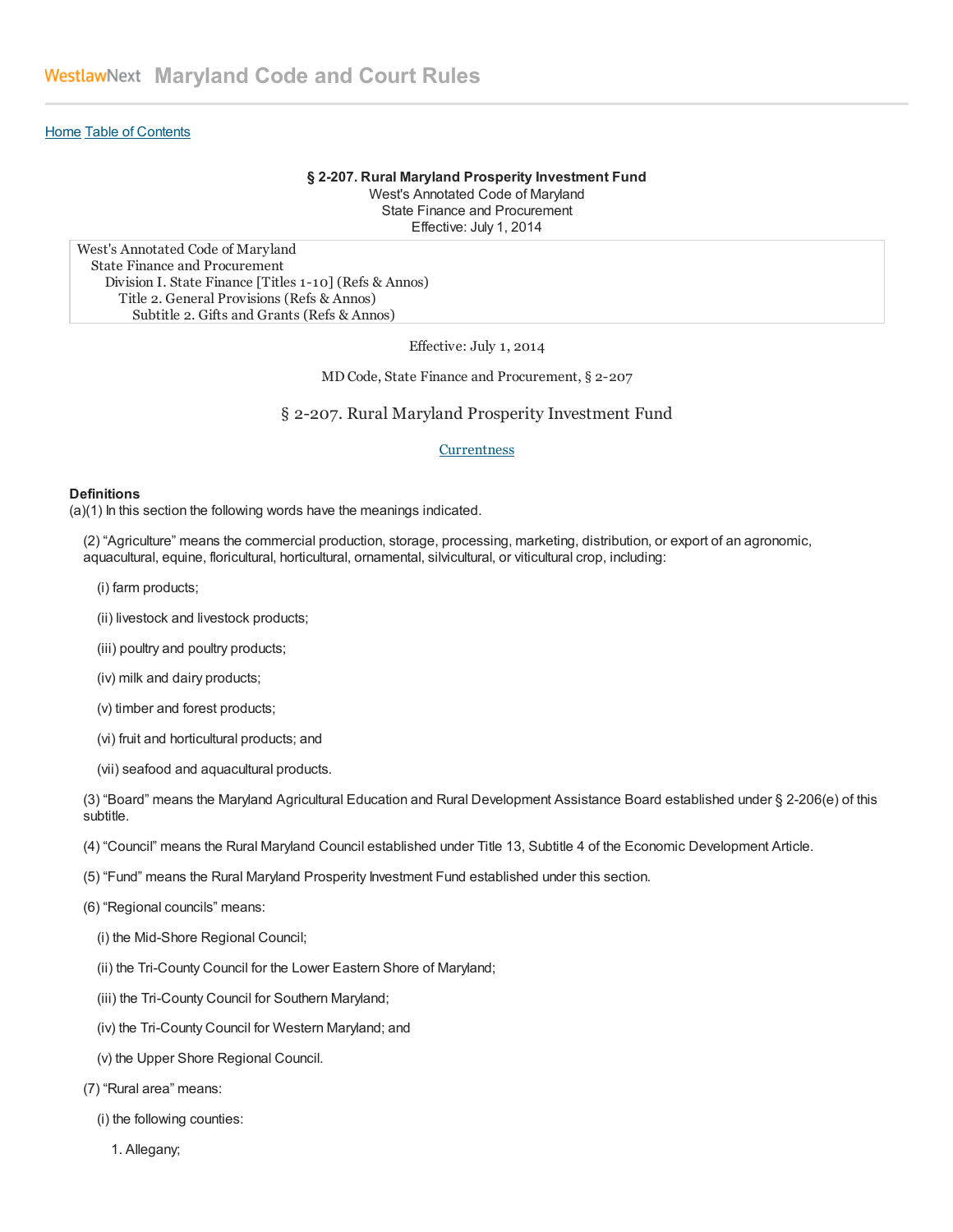WestlawNext **Maryland Code and Court Rules**

Home Table of Contents

**§ 2-207. Rural Maryland Prosperity Investment Fund**
West's Annotated Code of Maryland
State Finance and Procurement
Effective: July 1, 2014

West's Annotated Code of Maryland
State Finance and Procurement
Division I. State Finance [Titles 1-10] (Refs & Annos)
Title 2. General Provisions (Refs & Annos)
Subtitle 2. Gifts and Grants (Refs & Annos)

Effective: July 1, 2014

MD Code, State Finance and Procurement, § 2-207

## § 2-207. Rural Maryland Prosperity Investment Fund

Currentness

**Definitions**

(a)(1) In this section the following words have the meanings indicated.

(2) "Agriculture" means the commercial production, storage, processing, marketing, distribution, or export of an agronomic, aquacultural, equine, floricultural, horticultural, ornamental, silvicultural, or viticultural crop, including:

(i) farm products;

(ii) livestock and livestock products;

(iii) poultry and poultry products;

(iv) milk and dairy products;

(v) timber and forest products;

(vi) fruit and horticultural products; and

(vii) seafood and aquacultural products.

(3) "Board" means the Maryland Agricultural Education and Rural Development Assistance Board established under § 2-206(e) of this subtitle.

(4) "Council" means the Rural Maryland Council established under Title 13, Subtitle 4 of the Economic Development Article.

(5) "Fund" means the Rural Maryland Prosperity Investment Fund established under this section.

(6) "Regional councils" means:

(i) the Mid-Shore Regional Council;

(ii) the Tri-County Council for the Lower Eastern Shore of Maryland;

(iii) the Tri-County Council for Southern Maryland;

(iv) the Tri-County Council for Western Maryland; and

(v) the Upper Shore Regional Council.

(7) "Rural area" means:

(i) the following counties:

1. Allegany;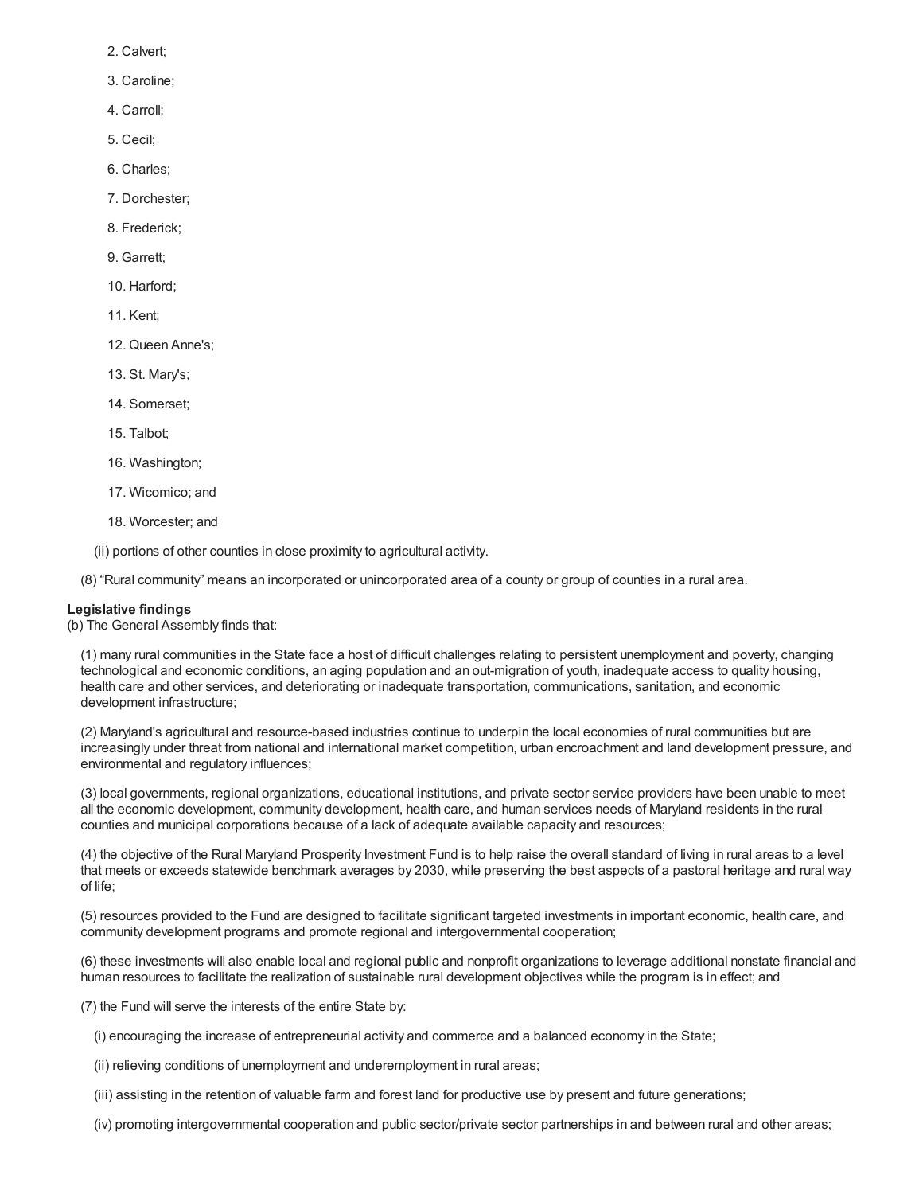2. Calvert;

3. Caroline;

4. Carroll;

5. Cecil;

6. Charles;

7. Dorchester;

8. Frederick;

9. Garrett;

10. Harford;

11. Kent;

12. Queen Anne's;

13. St. Mary's;

14. Somerset;

15. Talbot;

16. Washington;

17. Wicomico; and

18. Worcester; and

(ii) portions of other counties in close proximity to agricultural activity.

(8) "Rural community" means an incorporated or unincorporated area of a county or group of counties in a rural area.

**Legislative findings**

(b) The General Assembly finds that:

(1) many rural communities in the State face a host of difficult challenges relating to persistent unemployment and poverty, changing technological and economic conditions, an aging population and an out-migration of youth, inadequate access to quality housing, health care and other services, and deteriorating or inadequate transportation, communications, sanitation, and economic development infrastructure;

(2) Maryland's agricultural and resource-based industries continue to underpin the local economies of rural communities but are increasingly under threat from national and international market competition, urban encroachment and land development pressure, and environmental and regulatory influences;

(3) local governments, regional organizations, educational institutions, and private sector service providers have been unable to meet all the economic development, community development, health care, and human services needs of Maryland residents in the rural counties and municipal corporations because of a lack of adequate available capacity and resources;

(4) the objective of the Rural Maryland Prosperity Investment Fund is to help raise the overall standard of living in rural areas to a level that meets or exceeds statewide benchmark averages by 2030, while preserving the best aspects of a pastoral heritage and rural way of life;

(5) resources provided to the Fund are designed to facilitate significant targeted investments in important economic, health care, and community development programs and promote regional and intergovernmental cooperation;

(6) these investments will also enable local and regional public and nonprofit organizations to leverage additional nonstate financial and human resources to facilitate the realization of sustainable rural development objectives while the program is in effect; and

(7) the Fund will serve the interests of the entire State by:

(i) encouraging the increase of entrepreneurial activity and commerce and a balanced economy in the State;

(ii) relieving conditions of unemployment and underemployment in rural areas;

(iii) assisting in the retention of valuable farm and forest land for productive use by present and future generations;

(iv) promoting intergovernmental cooperation and public sector/private sector partnerships in and between rural and other areas;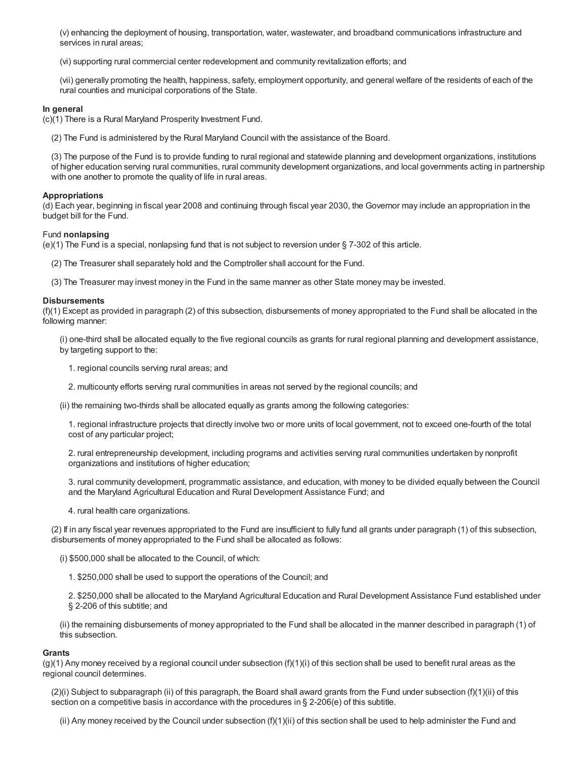(v) enhancing the deployment of housing, transportation, water, wastewater, and broadband communications infrastructure and services in rural areas;

(vi) supporting rural commercial center redevelopment and community revitalization efforts; and

(vii) generally promoting the health, happiness, safety, employment opportunity, and general welfare of the residents of each of the rural counties and municipal corporations of the State.

**In general**

(c)(1) There is a Rural Maryland Prosperity Investment Fund.

(2) The Fund is administered by the Rural Maryland Council with the assistance of the Board.

(3) The purpose of the Fund is to provide funding to rural regional and statewide planning and development organizations, institutions of higher education serving rural communities, rural community development organizations, and local governments acting in partnership with one another to promote the quality of life in rural areas.

**Appropriations**

(d) Each year, beginning in fiscal year 2008 and continuing through fiscal year 2030, the Governor may include an appropriation in the budget bill for the Fund.

Fund **nonlapsing**

(e)(1) The Fund is a special, nonlapsing fund that is not subject to reversion under § 7-302 of this article.

(2) The Treasurer shall separately hold and the Comptroller shall account for the Fund.

(3) The Treasurer may invest money in the Fund in the same manner as other State money may be invested.

**Disbursements**

(f)(1) Except as provided in paragraph (2) of this subsection, disbursements of money appropriated to the Fund shall be allocated in the following manner:

(i) one-third shall be allocated equally to the five regional councils as grants for rural regional planning and development assistance, by targeting support to the:

1. regional councils serving rural areas; and

2. multicounty efforts serving rural communities in areas not served by the regional councils; and

(ii) the remaining two-thirds shall be allocated equally as grants among the following categories:

1. regional infrastructure projects that directly involve two or more units of local government, not to exceed one-fourth of the total cost of any particular project;

2. rural entrepreneurship development, including programs and activities serving rural communities undertaken by nonprofit organizations and institutions of higher education;

3. rural community development, programmatic assistance, and education, with money to be divided equally between the Council and the Maryland Agricultural Education and Rural Development Assistance Fund; and

4. rural health care organizations.

(2) If in any fiscal year revenues appropriated to the Fund are insufficient to fully fund all grants under paragraph (1) of this subsection, disbursements of money appropriated to the Fund shall be allocated as follows:

(i) $500,000 shall be allocated to the Council, of which:

1. $250,000 shall be used to support the operations of the Council; and

2. $250,000 shall be allocated to the Maryland Agricultural Education and Rural Development Assistance Fund established under § 2-206 of this subtitle; and

(ii) the remaining disbursements of money appropriated to the Fund shall be allocated in the manner described in paragraph (1) of this subsection.

**Grants**

(g)(1) Any money received by a regional council under subsection (f)(1)(i) of this section shall be used to benefit rural areas as the regional council determines.

(2)(i) Subject to subparagraph (ii) of this paragraph, the Board shall award grants from the Fund under subsection (f)(1)(ii) of this section on a competitive basis in accordance with the procedures in § 2-206(e) of this subtitle.

(ii) Any money received by the Council under subsection (f)(1)(ii) of this section shall be used to help administer the Fund and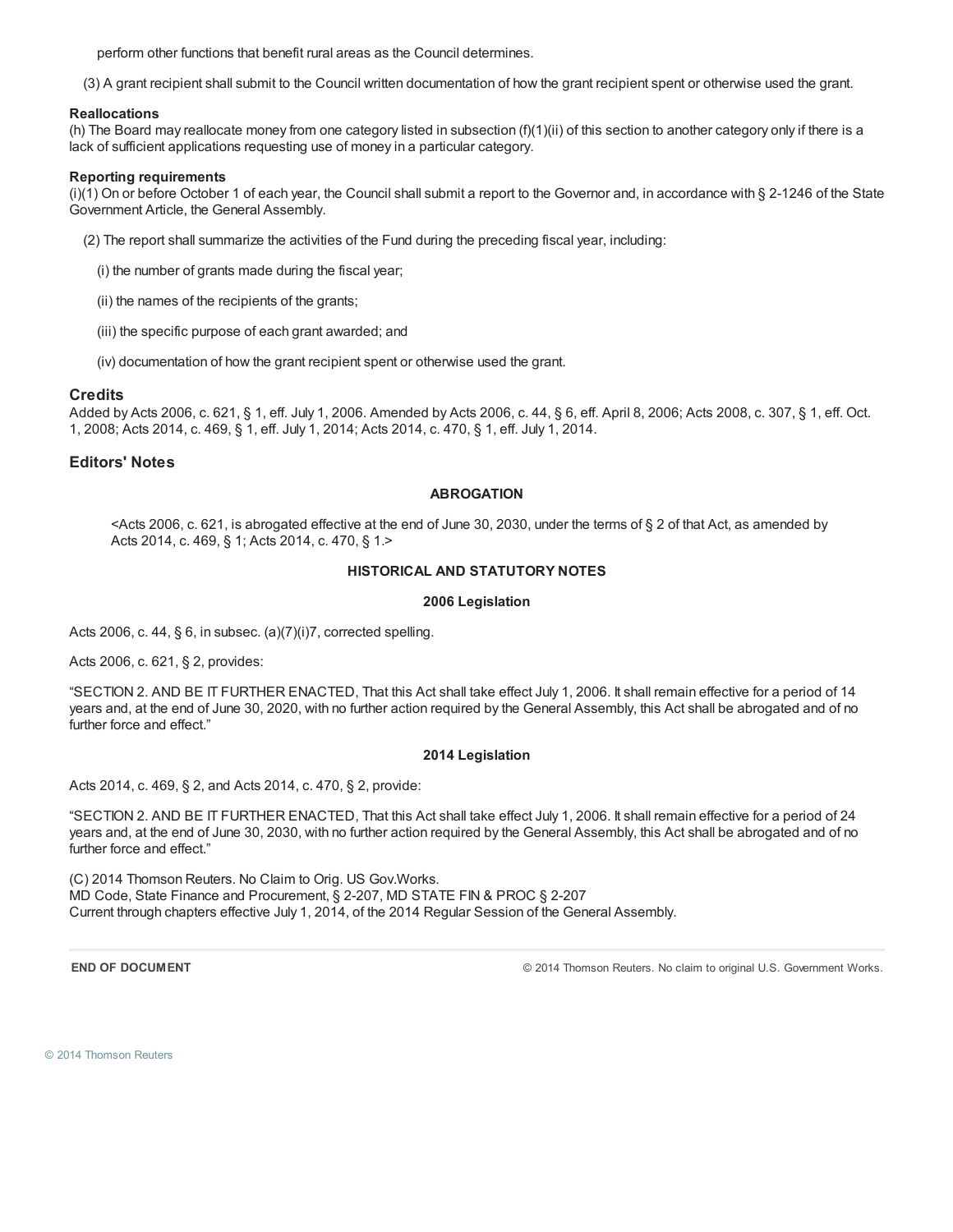perform other functions that benefit rural areas as the Council determines.

(3) A grant recipient shall submit to the Council written documentation of how the grant recipient spent or otherwise used the grant.

**Reallocations**

(h) The Board may reallocate money from one category listed in subsection (f)(1)(ii) of this section to another category only if there is a lack of sufficient applications requesting use of money in a particular category.

**Reporting requirements**

(i)(1) On or before October 1 of each year, the Council shall submit a report to the Governor and, in accordance with § 2-1246 of the State Government Article, the General Assembly.

(2) The report shall summarize the activities of the Fund during the preceding fiscal year, including:

(i) the number of grants made during the fiscal year;

(ii) the names of the recipients of the grants;

(iii) the specific purpose of each grant awarded; and

(iv) documentation of how the grant recipient spent or otherwise used the grant.

## Credits

Added by Acts 2006, c. 621, § 1, eff. July 1, 2006. Amended by Acts 2006, c. 44, § 6, eff. April 8, 2006; Acts 2008, c. 307, § 1, eff. Oct. 1, 2008; Acts 2014, c. 469, § 1, eff. July 1, 2014; Acts 2014, c. 470, § 1, eff. July 1, 2014.

## Editors' Notes

### ABROGATION

<Acts 2006, c. 621, is abrogated effective at the end of June 30, 2030, under the terms of § 2 of that Act, as amended by Acts 2014, c. 469, § 1; Acts 2014, c. 470, § 1.>

### HISTORICAL AND STATUTORY NOTES

#### 2006 Legislation

Acts 2006, c. 44, § 6, in subsec. (a)(7)(i)7, corrected spelling.

Acts 2006, c. 621, § 2, provides:

"SECTION 2. AND BE IT FURTHER ENACTED, That this Act shall take effect July 1, 2006. It shall remain effective for a period of 14 years and, at the end of June 30, 2020, with no further action required by the General Assembly, this Act shall be abrogated and of no further force and effect."

#### 2014 Legislation

Acts 2014, c. 469, § 2, and Acts 2014, c. 470, § 2, provide:

"SECTION 2. AND BE IT FURTHER ENACTED, That this Act shall take effect July 1, 2006. It shall remain effective for a period of 24 years and, at the end of June 30, 2030, with no further action required by the General Assembly, this Act shall be abrogated and of no further force and effect."

(C) 2014 Thomson Reuters. No Claim to Orig. US Gov.Works.
MD Code, State Finance and Procurement, § 2-207, MD STATE FIN & PROC § 2-207
Current through chapters effective July 1, 2014, of the 2014 Regular Session of the General Assembly.

**END OF DOCUMENT** © 2014 Thomson Reuters. No claim to original U.S. Government Works.